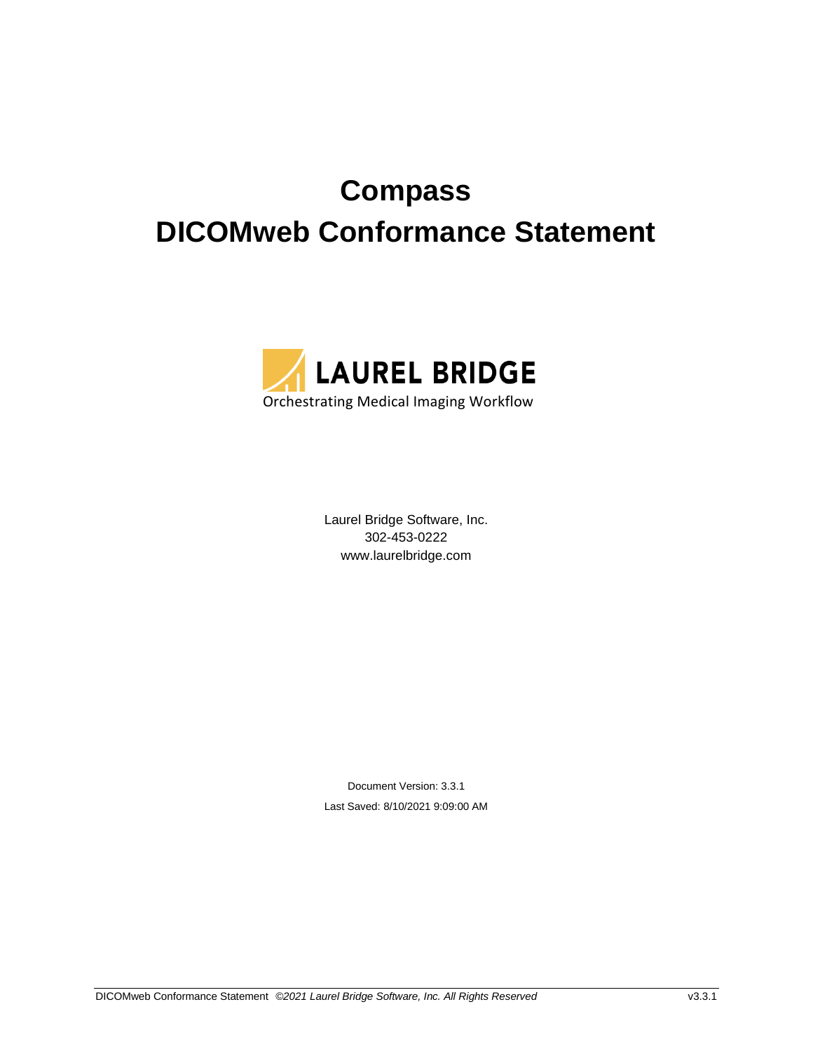# Compass

# DICOMweb Conformance Statement

LAUREL BRIDGE

Orchestrating Medical Imaging Workflow

Laurel Bridge Software, Inc.
302-453-0222
www.laurelbridge.com

Document Version: 3.3.1

Last Saved: 8/10/2021 9:09:00 AM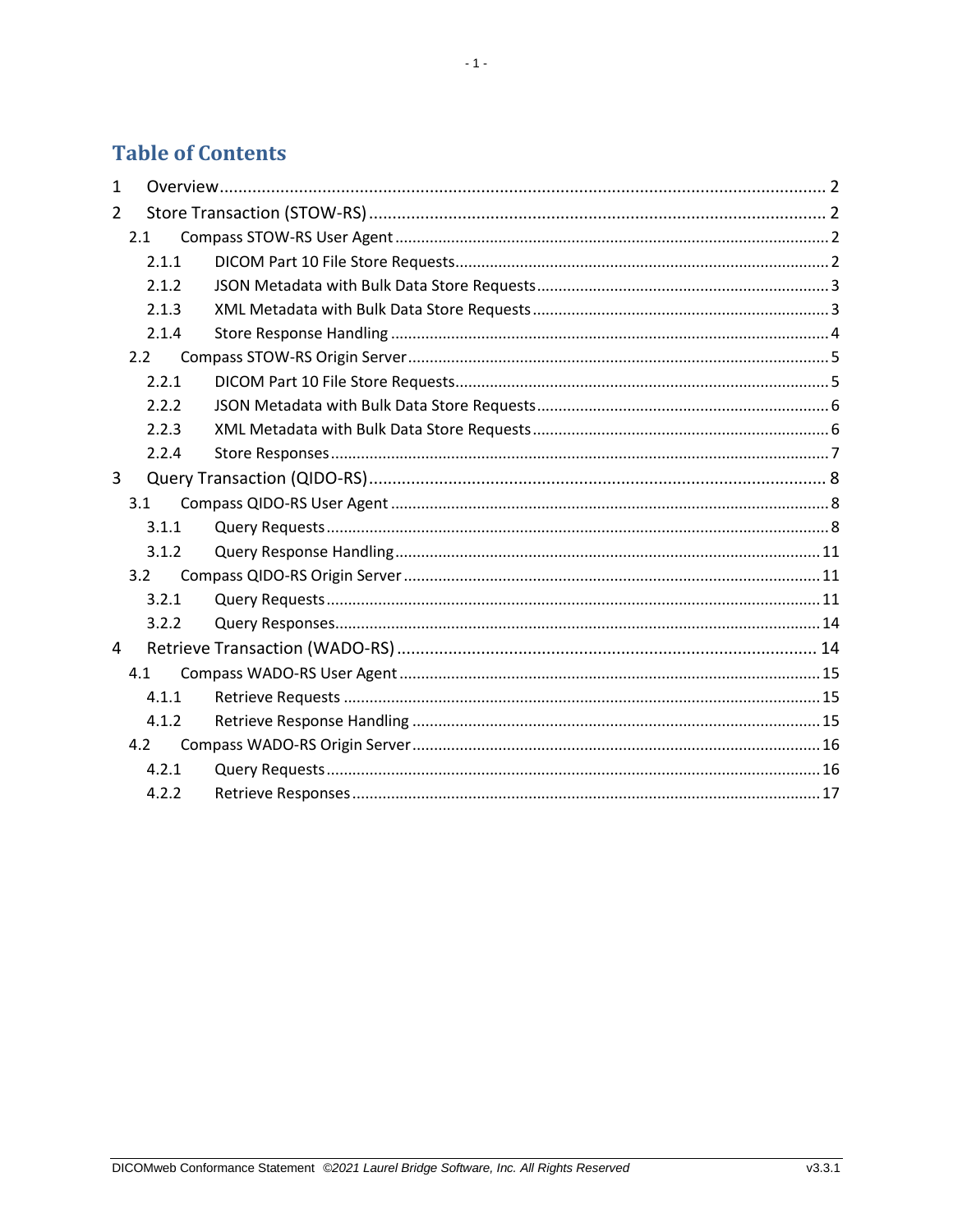# Table of Contents

- 1 Overview ... 2
- 2 Store Transaction (STOW-RS) ... 2
  - 2.1 Compass STOW-RS User Agent ... 2
    - 2.1.1 DICOM Part 10 File Store Requests ... 2
    - 2.1.2 JSON Metadata with Bulk Data Store Requests ... 3
    - 2.1.3 XML Metadata with Bulk Data Store Requests ... 3
    - 2.1.4 Store Response Handling ... 4
  - 2.2 Compass STOW-RS Origin Server ... 5
    - 2.2.1 DICOM Part 10 File Store Requests ... 5
    - 2.2.2 JSON Metadata with Bulk Data Store Requests ... 6
    - 2.2.3 XML Metadata with Bulk Data Store Requests ... 6
    - 2.2.4 Store Responses ... 7
- 3 Query Transaction (QIDO-RS) ... 8
  - 3.1 Compass QIDO-RS User Agent ... 8
    - 3.1.1 Query Requests ... 8
    - 3.1.2 Query Response Handling ... 11
  - 3.2 Compass QIDO-RS Origin Server ... 11
    - 3.2.1 Query Requests ... 11
    - 3.2.2 Query Responses ... 14
- 4 Retrieve Transaction (WADO-RS) ... 14
  - 4.1 Compass WADO-RS User Agent ... 15
    - 4.1.1 Retrieve Requests ... 15
    - 4.1.2 Retrieve Response Handling ... 15
  - 4.2 Compass WADO-RS Origin Server ... 16
    - 4.2.1 Query Requests ... 16
    - 4.2.2 Retrieve Responses ... 17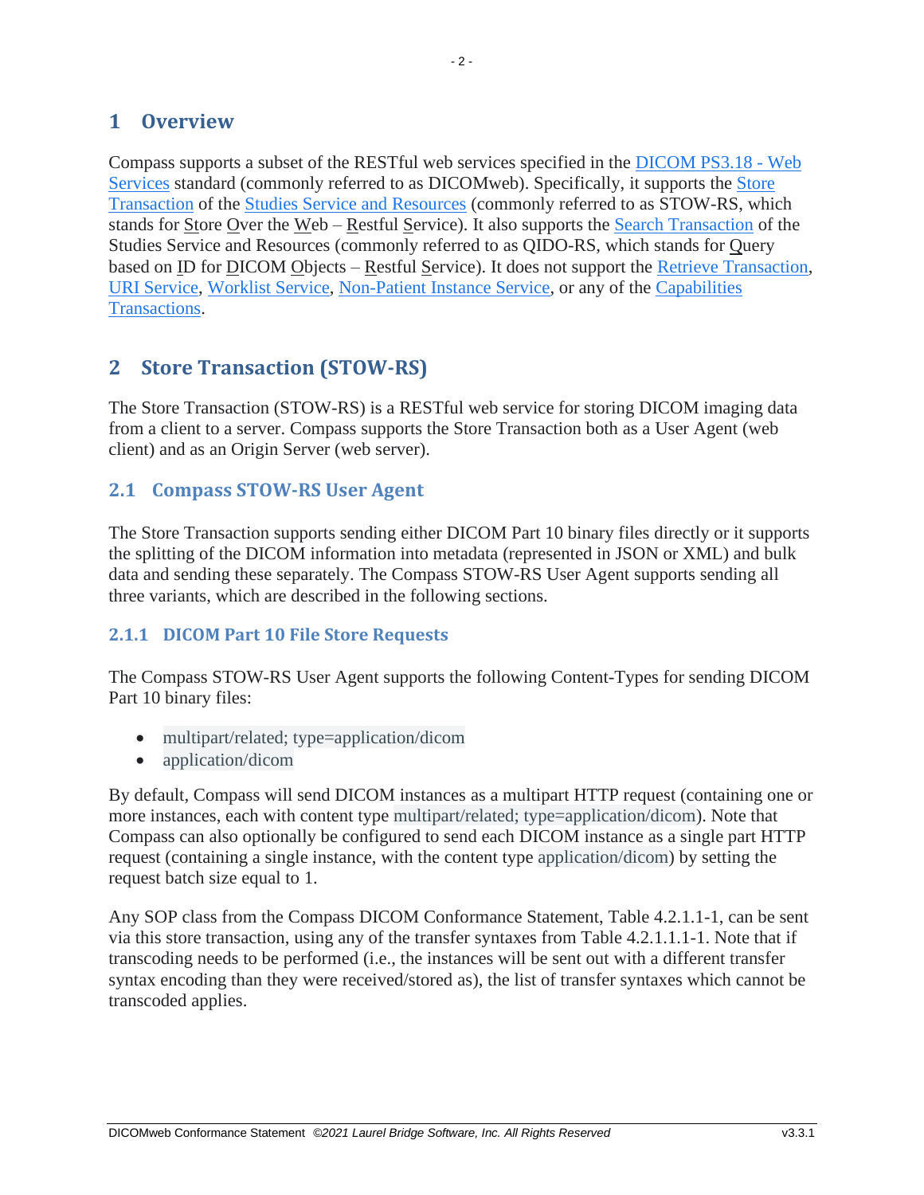# 1 Overview

Compass supports a subset of the RESTful web services specified in the DICOM PS3.18 - Web Services standard (commonly referred to as DICOMweb). Specifically, it supports the Store Transaction of the Studies Service and Resources (commonly referred to as STOW-RS, which stands for Store Over the Web – Restful Service). It also supports the Search Transaction of the Studies Service and Resources (commonly referred to as QIDO-RS, which stands for Query based on ID for DICOM Objects – Restful Service). It does not support the Retrieve Transaction, URI Service, Worklist Service, Non-Patient Instance Service, or any of the Capabilities Transactions.

# 2 Store Transaction (STOW-RS)

The Store Transaction (STOW-RS) is a RESTful web service for storing DICOM imaging data from a client to a server. Compass supports the Store Transaction both as a User Agent (web client) and as an Origin Server (web server).

## 2.1 Compass STOW-RS User Agent

The Store Transaction supports sending either DICOM Part 10 binary files directly or it supports the splitting of the DICOM information into metadata (represented in JSON or XML) and bulk data and sending these separately. The Compass STOW-RS User Agent supports sending all three variants, which are described in the following sections.

### 2.1.1 DICOM Part 10 File Store Requests

The Compass STOW-RS User Agent supports the following Content-Types for sending DICOM Part 10 binary files:

- multipart/related; type=application/dicom
- application/dicom

By default, Compass will send DICOM instances as a multipart HTTP request (containing one or more instances, each with content type multipart/related; type=application/dicom). Note that Compass can also optionally be configured to send each DICOM instance as a single part HTTP request (containing a single instance, with the content type application/dicom) by setting the request batch size equal to 1.

Any SOP class from the Compass DICOM Conformance Statement, Table 4.2.1.1-1, can be sent via this store transaction, using any of the transfer syntaxes from Table 4.2.1.1.1-1. Note that if transcoding needs to be performed (i.e., the instances will be sent out with a different transfer syntax encoding than they were received/stored as), the list of transfer syntaxes which cannot be transcoded applies.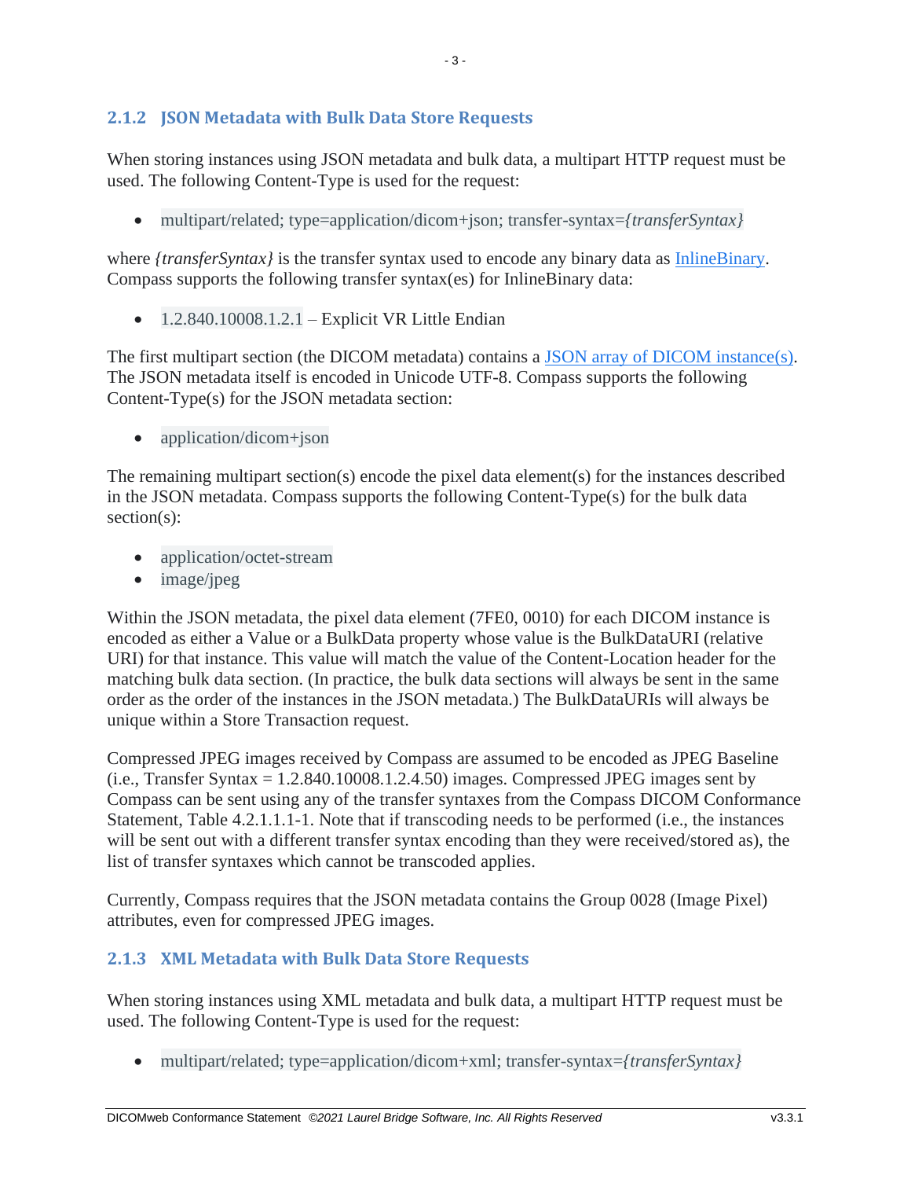### 2.1.2 JSON Metadata with Bulk Data Store Requests

When storing instances using JSON metadata and bulk data, a multipart HTTP request must be used. The following Content-Type is used for the request:

- multipart/related; type=application/dicom+json; transfer-syntax=*{transferSyntax}*

where *{transferSyntax}* is the transfer syntax used to encode any binary data as InlineBinary. Compass supports the following transfer syntax(es) for InlineBinary data:

- 1.2.840.10008.1.2.1 – Explicit VR Little Endian

The first multipart section (the DICOM metadata) contains a JSON array of DICOM instance(s). The JSON metadata itself is encoded in Unicode UTF-8. Compass supports the following Content-Type(s) for the JSON metadata section:

- application/dicom+json

The remaining multipart section(s) encode the pixel data element(s) for the instances described in the JSON metadata. Compass supports the following Content-Type(s) for the bulk data section(s):

- application/octet-stream
- image/jpeg

Within the JSON metadata, the pixel data element (7FE0, 0010) for each DICOM instance is encoded as either a Value or a BulkData property whose value is the BulkDataURI (relative URI) for that instance. This value will match the value of the Content-Location header for the matching bulk data section. (In practice, the bulk data sections will always be sent in the same order as the order of the instances in the JSON metadata.) The BulkDataURIs will always be unique within a Store Transaction request.

Compressed JPEG images received by Compass are assumed to be encoded as JPEG Baseline (i.e., Transfer Syntax = 1.2.840.10008.1.2.4.50) images. Compressed JPEG images sent by Compass can be sent using any of the transfer syntaxes from the Compass DICOM Conformance Statement, Table 4.2.1.1.1-1. Note that if transcoding needs to be performed (i.e., the instances will be sent out with a different transfer syntax encoding than they were received/stored as), the list of transfer syntaxes which cannot be transcoded applies.

Currently, Compass requires that the JSON metadata contains the Group 0028 (Image Pixel) attributes, even for compressed JPEG images.

### 2.1.3 XML Metadata with Bulk Data Store Requests

When storing instances using XML metadata and bulk data, a multipart HTTP request must be used. The following Content-Type is used for the request:

- multipart/related; type=application/dicom+xml; transfer-syntax=*{transferSyntax}*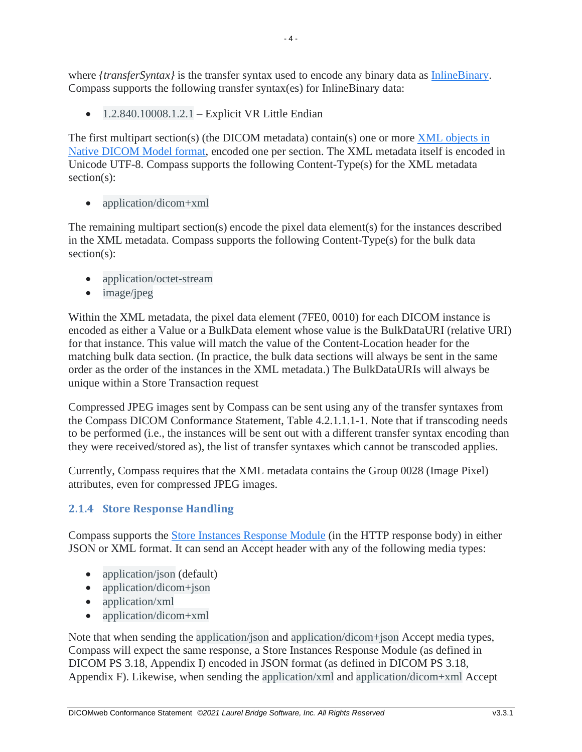where *{transferSyntax}* is the transfer syntax used to encode any binary data as InlineBinary. Compass supports the following transfer syntax(es) for InlineBinary data:

- `1.2.840.10008.1.2.1` – Explicit VR Little Endian

The first multipart section(s) (the DICOM metadata) contain(s) one or more XML objects in Native DICOM Model format, encoded one per section. The XML metadata itself is encoded in Unicode UTF-8. Compass supports the following Content-Type(s) for the XML metadata section(s):

- `application/dicom+xml`

The remaining multipart section(s) encode the pixel data element(s) for the instances described in the XML metadata. Compass supports the following Content-Type(s) for the bulk data section(s):

- `application/octet-stream`
- `image/jpeg`

Within the XML metadata, the pixel data element (7FE0, 0010) for each DICOM instance is encoded as either a Value or a BulkData element whose value is the BulkDataURI (relative URI) for that instance. This value will match the value of the Content-Location header for the matching bulk data section. (In practice, the bulk data sections will always be sent in the same order as the order of the instances in the XML metadata.) The BulkDataURIs will always be unique within a Store Transaction request

Compressed JPEG images sent by Compass can be sent using any of the transfer syntaxes from the Compass DICOM Conformance Statement, Table 4.2.1.1.1-1. Note that if transcoding needs to be performed (i.e., the instances will be sent out with a different transfer syntax encoding than they were received/stored as), the list of transfer syntaxes which cannot be transcoded applies.

Currently, Compass requires that the XML metadata contains the Group 0028 (Image Pixel) attributes, even for compressed JPEG images.

### 2.1.4 Store Response Handling

Compass supports the Store Instances Response Module (in the HTTP response body) in either JSON or XML format. It can send an Accept header with any of the following media types:

- `application/json` (default)
- `application/dicom+json`
- `application/xml`
- `application/dicom+xml`

Note that when sending the `application/json` and `application/dicom+json` Accept media types, Compass will expect the same response, a Store Instances Response Module (as defined in DICOM PS 3.18, Appendix I) encoded in JSON format (as defined in DICOM PS 3.18, Appendix F). Likewise, when sending the `application/xml` and `application/dicom+xml` Accept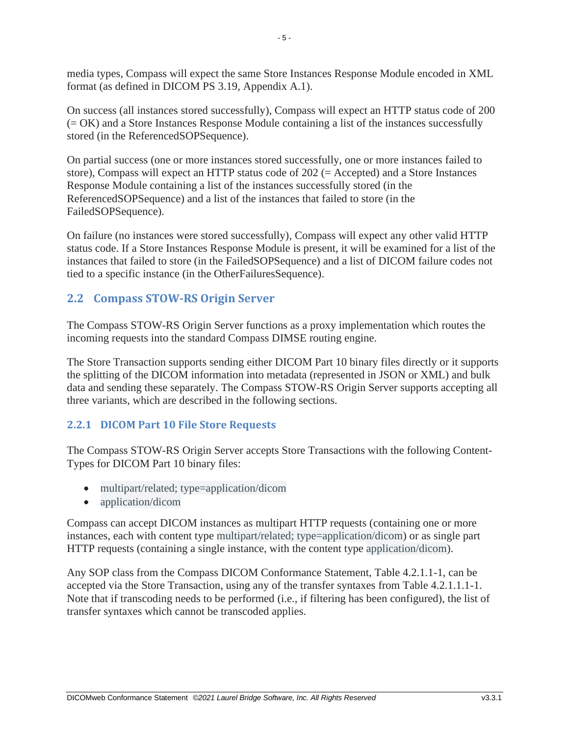media types, Compass will expect the same Store Instances Response Module encoded in XML format (as defined in DICOM PS 3.19, Appendix A.1).

On success (all instances stored successfully), Compass will expect an HTTP status code of 200 (= OK) and a Store Instances Response Module containing a list of the instances successfully stored (in the ReferencedSOPSequence).

On partial success (one or more instances stored successfully, one or more instances failed to store), Compass will expect an HTTP status code of 202 (= Accepted) and a Store Instances Response Module containing a list of the instances successfully stored (in the ReferencedSOPSequence) and a list of the instances that failed to store (in the FailedSOPSequence).

On failure (no instances were stored successfully), Compass will expect any other valid HTTP status code. If a Store Instances Response Module is present, it will be examined for a list of the instances that failed to store (in the FailedSOPSequence) and a list of DICOM failure codes not tied to a specific instance (in the OtherFailuresSequence).

## 2.2 Compass STOW-RS Origin Server

The Compass STOW-RS Origin Server functions as a proxy implementation which routes the incoming requests into the standard Compass DIMSE routing engine.

The Store Transaction supports sending either DICOM Part 10 binary files directly or it supports the splitting of the DICOM information into metadata (represented in JSON or XML) and bulk data and sending these separately. The Compass STOW-RS Origin Server supports accepting all three variants, which are described in the following sections.

### 2.2.1 DICOM Part 10 File Store Requests

The Compass STOW-RS Origin Server accepts Store Transactions with the following Content-Types for DICOM Part 10 binary files:

- multipart/related; type=application/dicom
- application/dicom

Compass can accept DICOM instances as multipart HTTP requests (containing one or more instances, each with content type multipart/related; type=application/dicom) or as single part HTTP requests (containing a single instance, with the content type application/dicom).

Any SOP class from the Compass DICOM Conformance Statement, Table 4.2.1.1-1, can be accepted via the Store Transaction, using any of the transfer syntaxes from Table 4.2.1.1.1-1. Note that if transcoding needs to be performed (i.e., if filtering has been configured), the list of transfer syntaxes which cannot be transcoded applies.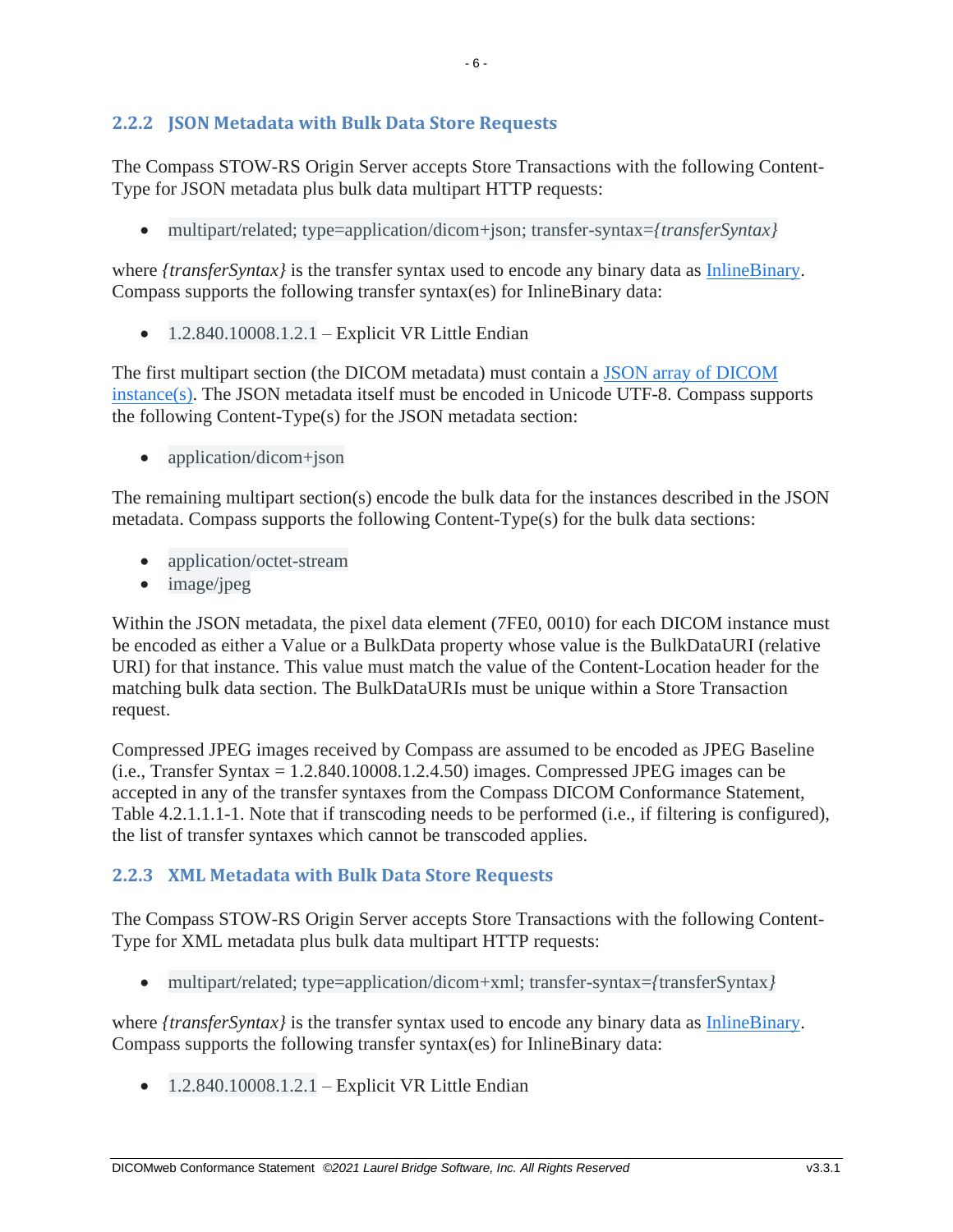### 2.2.2 JSON Metadata with Bulk Data Store Requests

The Compass STOW-RS Origin Server accepts Store Transactions with the following Content-Type for JSON metadata plus bulk data multipart HTTP requests:

- `multipart/related; type=application/dicom+json; transfer-syntax=`*{transferSyntax}*

where *{transferSyntax}* is the transfer syntax used to encode any binary data as [InlineBinary](). Compass supports the following transfer syntax(es) for InlineBinary data:

- `1.2.840.10008.1.2.1` – Explicit VR Little Endian

The first multipart section (the DICOM metadata) must contain a [JSON array of DICOM instance(s)](). The JSON metadata itself must be encoded in Unicode UTF-8. Compass supports the following Content-Type(s) for the JSON metadata section:

- `application/dicom+json`

The remaining multipart section(s) encode the bulk data for the instances described in the JSON metadata. Compass supports the following Content-Type(s) for the bulk data sections:

- `application/octet-stream`
- `image/jpeg`

Within the JSON metadata, the pixel data element (7FE0, 0010) for each DICOM instance must be encoded as either a Value or a BulkData property whose value is the BulkDataURI (relative URI) for that instance. This value must match the value of the Content-Location header for the matching bulk data section. The BulkDataURIs must be unique within a Store Transaction request.

Compressed JPEG images received by Compass are assumed to be encoded as JPEG Baseline (i.e., Transfer Syntax = 1.2.840.10008.1.2.4.50) images. Compressed JPEG images can be accepted in any of the transfer syntaxes from the Compass DICOM Conformance Statement, Table 4.2.1.1.1-1. Note that if transcoding needs to be performed (i.e., if filtering is configured), the list of transfer syntaxes which cannot be transcoded applies.

### 2.2.3 XML Metadata with Bulk Data Store Requests

The Compass STOW-RS Origin Server accepts Store Transactions with the following Content-Type for XML metadata plus bulk data multipart HTTP requests:

- `multipart/related; type=application/dicom+xml; transfer-syntax=`*{*`transferSyntax`*}*

where *{transferSyntax}* is the transfer syntax used to encode any binary data as [InlineBinary](). Compass supports the following transfer syntax(es) for InlineBinary data:

- `1.2.840.10008.1.2.1` – Explicit VR Little Endian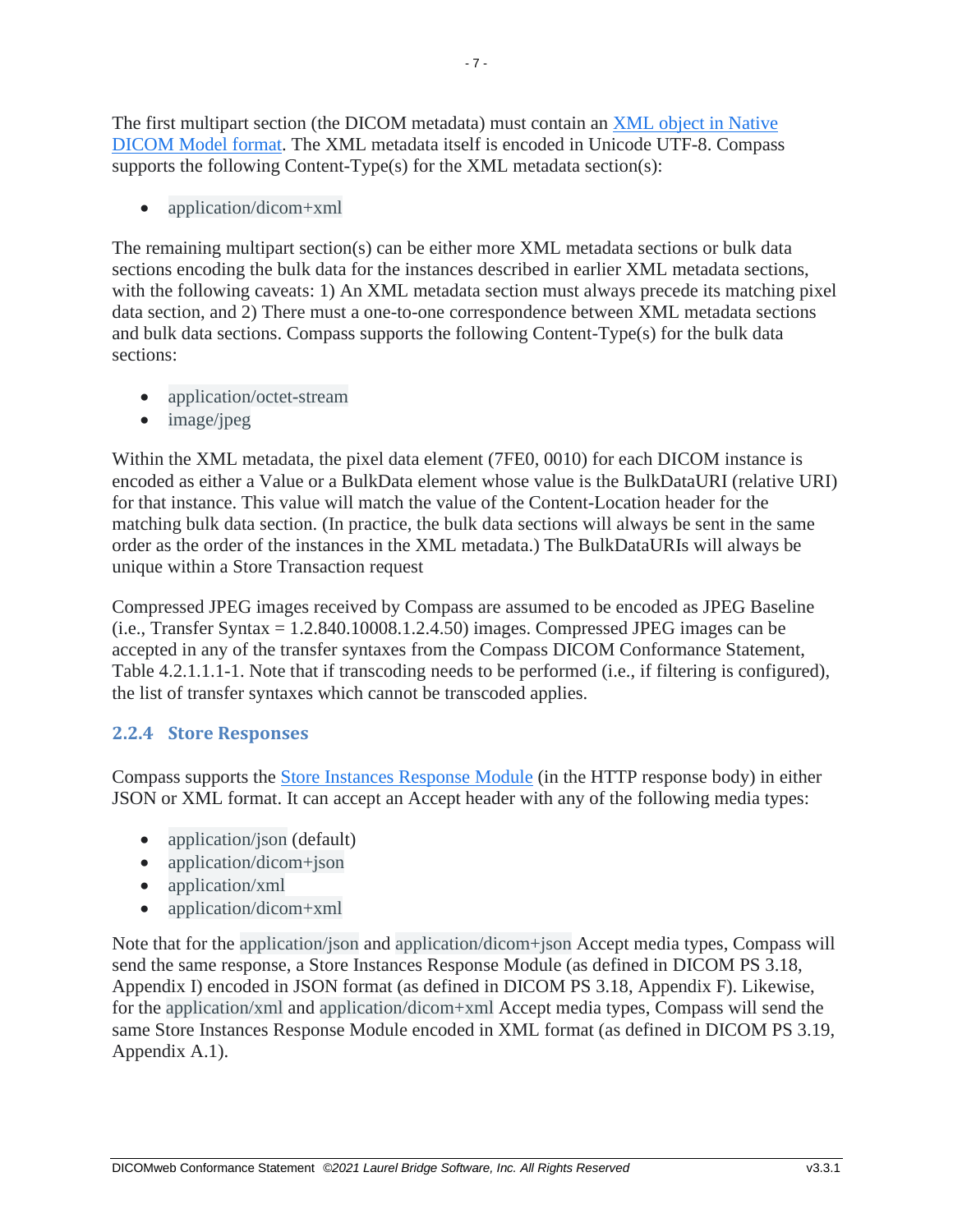The first multipart section (the DICOM metadata) must contain an [XML object in Native DICOM Model format](). The XML metadata itself is encoded in Unicode UTF-8. Compass supports the following Content-Type(s) for the XML metadata section(s):

- `application/dicom+xml`

The remaining multipart section(s) can be either more XML metadata sections or bulk data sections encoding the bulk data for the instances described in earlier XML metadata sections, with the following caveats: 1) An XML metadata section must always precede its matching pixel data section, and 2) There must a one-to-one correspondence between XML metadata sections and bulk data sections. Compass supports the following Content-Type(s) for the bulk data sections:

- `application/octet-stream`
- `image/jpeg`

Within the XML metadata, the pixel data element (7FE0, 0010) for each DICOM instance is encoded as either a Value or a BulkData element whose value is the BulkDataURI (relative URI) for that instance. This value will match the value of the Content-Location header for the matching bulk data section. (In practice, the bulk data sections will always be sent in the same order as the order of the instances in the XML metadata.) The BulkDataURIs will always be unique within a Store Transaction request

Compressed JPEG images received by Compass are assumed to be encoded as JPEG Baseline (i.e., Transfer Syntax = 1.2.840.10008.1.2.4.50) images. Compressed JPEG images can be accepted in any of the transfer syntaxes from the Compass DICOM Conformance Statement, Table 4.2.1.1.1-1. Note that if transcoding needs to be performed (i.e., if filtering is configured), the list of transfer syntaxes which cannot be transcoded applies.

### 2.2.4 Store Responses

Compass supports the [Store Instances Response Module]() (in the HTTP response body) in either JSON or XML format. It can accept an Accept header with any of the following media types:

- `application/json` (default)
- `application/dicom+json`
- `application/xml`
- `application/dicom+xml`

Note that for the `application/json` and `application/dicom+json` Accept media types, Compass will send the same response, a Store Instances Response Module (as defined in DICOM PS 3.18, Appendix I) encoded in JSON format (as defined in DICOM PS 3.18, Appendix F). Likewise, for the `application/xml` and `application/dicom+xml` Accept media types, Compass will send the same Store Instances Response Module encoded in XML format (as defined in DICOM PS 3.19, Appendix A.1).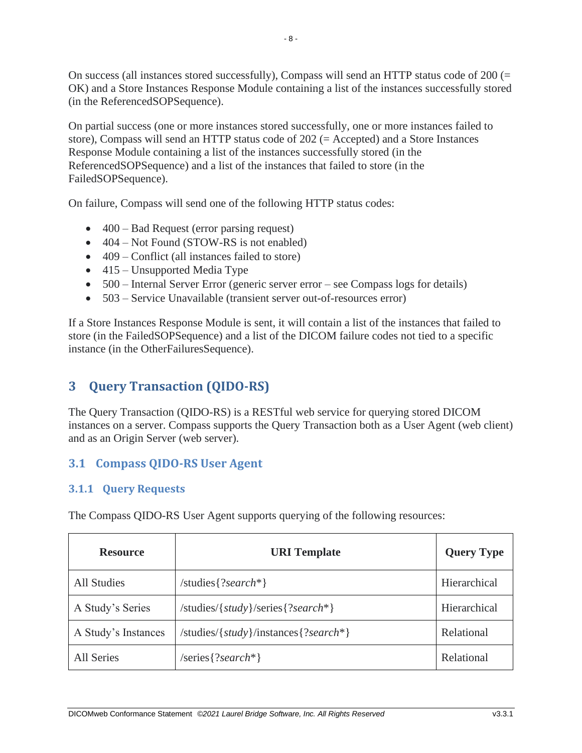On success (all instances stored successfully), Compass will send an HTTP status code of 200 (= OK) and a Store Instances Response Module containing a list of the instances successfully stored (in the ReferencedSOPSequence).

On partial success (one or more instances stored successfully, one or more instances failed to store), Compass will send an HTTP status code of 202 (= Accepted) and a Store Instances Response Module containing a list of the instances successfully stored (in the ReferencedSOPSequence) and a list of the instances that failed to store (in the FailedSOPSequence).

On failure, Compass will send one of the following HTTP status codes:

- 400 – Bad Request (error parsing request)
- 404 – Not Found (STOW-RS is not enabled)
- 409 – Conflict (all instances failed to store)
- 415 – Unsupported Media Type
- 500 – Internal Server Error (generic server error – see Compass logs for details)
- 503 – Service Unavailable (transient server out-of-resources error)

If a Store Instances Response Module is sent, it will contain a list of the instances that failed to store (in the FailedSOPSequence) and a list of the DICOM failure codes not tied to a specific instance (in the OtherFailuresSequence).

# 3 Query Transaction (QIDO-RS)

The Query Transaction (QIDO-RS) is a RESTful web service for querying stored DICOM instances on a server. Compass supports the Query Transaction both as a User Agent (web client) and as an Origin Server (web server).

## 3.1 Compass QIDO-RS User Agent

### 3.1.1 Query Requests

The Compass QIDO-RS User Agent supports querying of the following resources:

| Resource | URI Template | Query Type |
|---|---|---|
| All Studies | /studies{?*search*\*} | Hierarchical |
| A Study's Series | /studies/{*study*}/series{?*search*\*} | Hierarchical |
| A Study's Instances | /studies/{*study*}/instances{?*search*\*} | Relational |
| All Series | /series{?*search*\*} | Relational |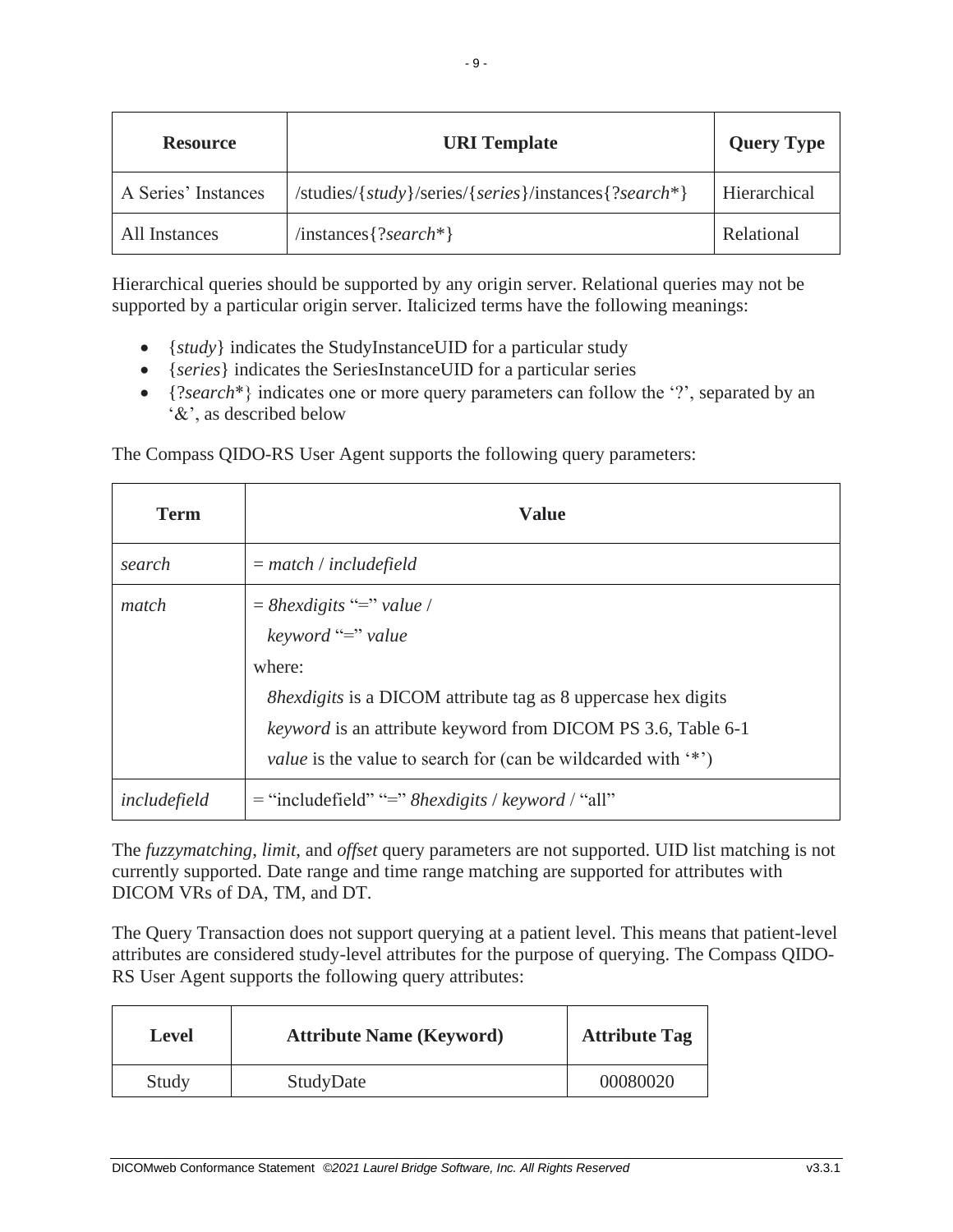| Resource | URI Template | Query Type |
| --- | --- | --- |
| A Series' Instances | /studies/{*study*}/series/{*series*}/instances{?*search*\*} | Hierarchical |
| All Instances | /instances{?*search*\*} | Relational |

Hierarchical queries should be supported by any origin server. Relational queries may not be supported by a particular origin server. Italicized terms have the following meanings:

- {*study*} indicates the StudyInstanceUID for a particular study
- {*series*} indicates the SeriesInstanceUID for a particular series
- {?*search*\*} indicates one or more query parameters can follow the '?', separated by an '&', as described below

The Compass QIDO-RS User Agent supports the following query parameters:

| Term | Value |
| --- | --- |
| *search* | = *match* / *includefield* |
| *match* | = *8hexdigits* "=" *value* / <br> *keyword* "=" *value* <br> where: <br> *8hexdigits* is a DICOM attribute tag as 8 uppercase hex digits <br> *keyword* is an attribute keyword from DICOM PS 3.6, Table 6-1 <br> *value* is the value to search for (can be wildcarded with '\*') |
| *includefield* | = "includefield" "=" *8hexdigits* / *keyword* / "all" |

The *fuzzymatching*, *limit*, and *offset* query parameters are not supported. UID list matching is not currently supported. Date range and time range matching are supported for attributes with DICOM VRs of DA, TM, and DT.

The Query Transaction does not support querying at a patient level. This means that patient-level attributes are considered study-level attributes for the purpose of querying. The Compass QIDO-RS User Agent supports the following query attributes:

| Level | Attribute Name (Keyword) | Attribute Tag |
| --- | --- | --- |
| Study | StudyDate | 00080020 |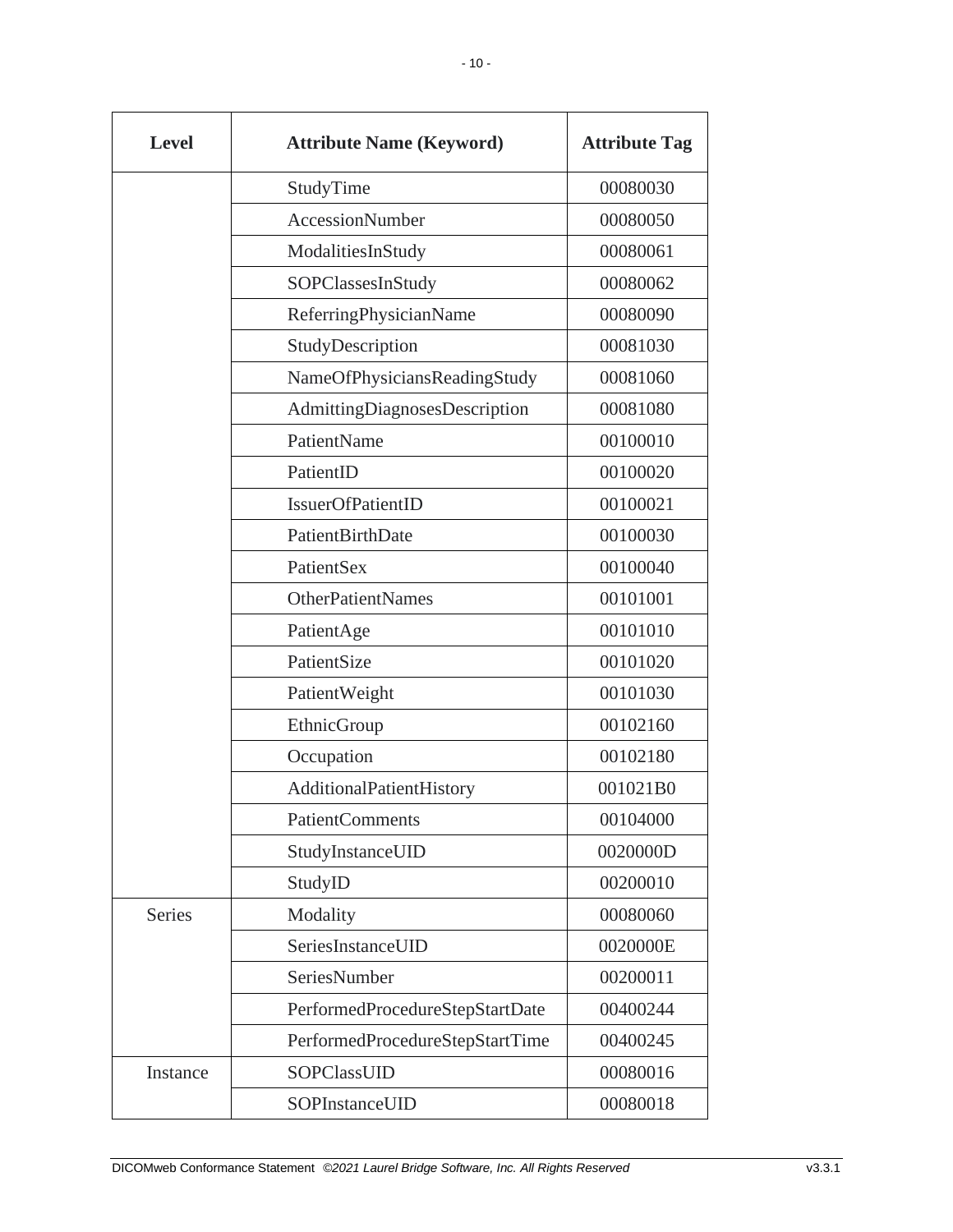| Level | Attribute Name (Keyword) | Attribute Tag |
|---|---|---|
| | StudyTime | 00080030 |
| | AccessionNumber | 00080050 |
| | ModalitiesInStudy | 00080061 |
| | SOPClassesInStudy | 00080062 |
| | ReferringPhysicianName | 00080090 |
| | StudyDescription | 00081030 |
| | NameOfPhysiciansReadingStudy | 00081060 |
| | AdmittingDiagnosesDescription | 00081080 |
| | PatientName | 00100010 |
| | PatientID | 00100020 |
| | IssuerOfPatientID | 00100021 |
| | PatientBirthDate | 00100030 |
| | PatientSex | 00100040 |
| | OtherPatientNames | 00101001 |
| | PatientAge | 00101010 |
| | PatientSize | 00101020 |
| | PatientWeight | 00101030 |
| | EthnicGroup | 00102160 |
| | Occupation | 00102180 |
| | AdditionalPatientHistory | 001021B0 |
| | PatientComments | 00104000 |
| | StudyInstanceUID | 0020000D |
| | StudyID | 00200010 |
| Series | Modality | 00080060 |
| | SeriesInstanceUID | 0020000E |
| | SeriesNumber | 00200011 |
| | PerformedProcedureStepStartDate | 00400244 |
| | PerformedProcedureStepStartTime | 00400245 |
| Instance | SOPClassUID | 00080016 |
| | SOPInstanceUID | 00080018 |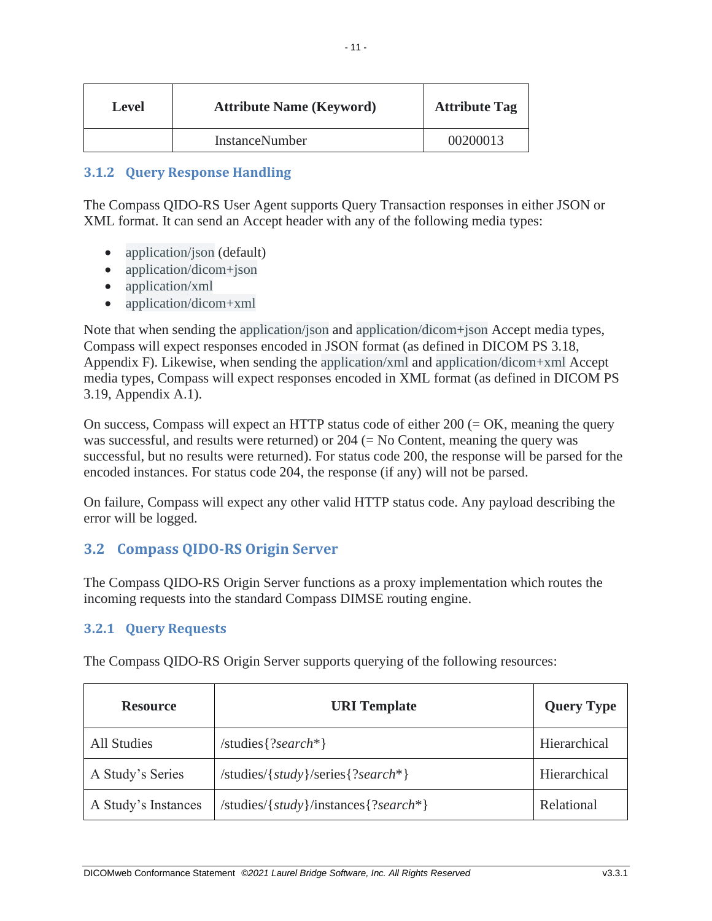| Level | Attribute Name (Keyword) | Attribute Tag |
|---|---|---|
| | InstanceNumber | 00200013 |

### 3.1.2 Query Response Handling

The Compass QIDO-RS User Agent supports Query Transaction responses in either JSON or XML format. It can send an Accept header with any of the following media types:

- application/json (default)
- application/dicom+json
- application/xml
- application/dicom+xml

Note that when sending the application/json and application/dicom+json Accept media types, Compass will expect responses encoded in JSON format (as defined in DICOM PS 3.18, Appendix F). Likewise, when sending the application/xml and application/dicom+xml Accept media types, Compass will expect responses encoded in XML format (as defined in DICOM PS 3.19, Appendix A.1).

On success, Compass will expect an HTTP status code of either 200 (= OK, meaning the query was successful, and results were returned) or 204 (= No Content, meaning the query was successful, but no results were returned). For status code 200, the response will be parsed for the encoded instances. For status code 204, the response (if any) will not be parsed.

On failure, Compass will expect any other valid HTTP status code. Any payload describing the error will be logged.

## 3.2 Compass QIDO-RS Origin Server

The Compass QIDO-RS Origin Server functions as a proxy implementation which routes the incoming requests into the standard Compass DIMSE routing engine.

### 3.2.1 Query Requests

The Compass QIDO-RS Origin Server supports querying of the following resources:

| Resource | URI Template | Query Type |
|---|---|---|
| All Studies | /studies{?*search**} | Hierarchical |
| A Study's Series | /studies/{*study*}/series{?*search**} | Hierarchical |
| A Study's Instances | /studies/{*study*}/instances{?*search**} | Relational |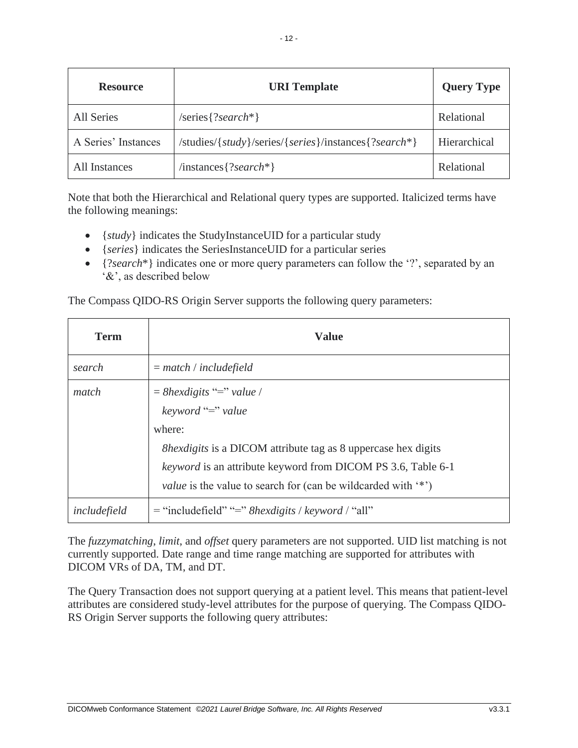| Resource | URI Template | Query Type |
|---|---|---|
| All Series | /series{?*search**} | Relational |
| A Series' Instances | /studies/{*study*}/series/{*series*}/instances{?*search**} | Hierarchical |
| All Instances | /instances{?*search**} | Relational |

Note that both the Hierarchical and Relational query types are supported. Italicized terms have the following meanings:

- {*study*} indicates the StudyInstanceUID for a particular study
- {*series*} indicates the SeriesInstanceUID for a particular series
- {?*search**} indicates one or more query parameters can follow the '?', separated by an '&', as described below

The Compass QIDO-RS Origin Server supports the following query parameters:

| Term | Value |
|---|---|
| *search* | = *match* / *includefield* |
| *match* | = *8hexdigits* "=" *value* / <br> *keyword* "=" *value* <br> where: <br> *8hexdigits* is a DICOM attribute tag as 8 uppercase hex digits <br> *keyword* is an attribute keyword from DICOM PS 3.6, Table 6-1 <br> *value* is the value to search for (can be wildcarded with '*') |
| *includefield* | = "includefield" "=" *8hexdigits* / *keyword* / "all" |

The *fuzzymatching*, *limit*, and *offset* query parameters are not supported. UID list matching is not currently supported. Date range and time range matching are supported for attributes with DICOM VRs of DA, TM, and DT.

The Query Transaction does not support querying at a patient level. This means that patient-level attributes are considered study-level attributes for the purpose of querying. The Compass QIDO-RS Origin Server supports the following query attributes: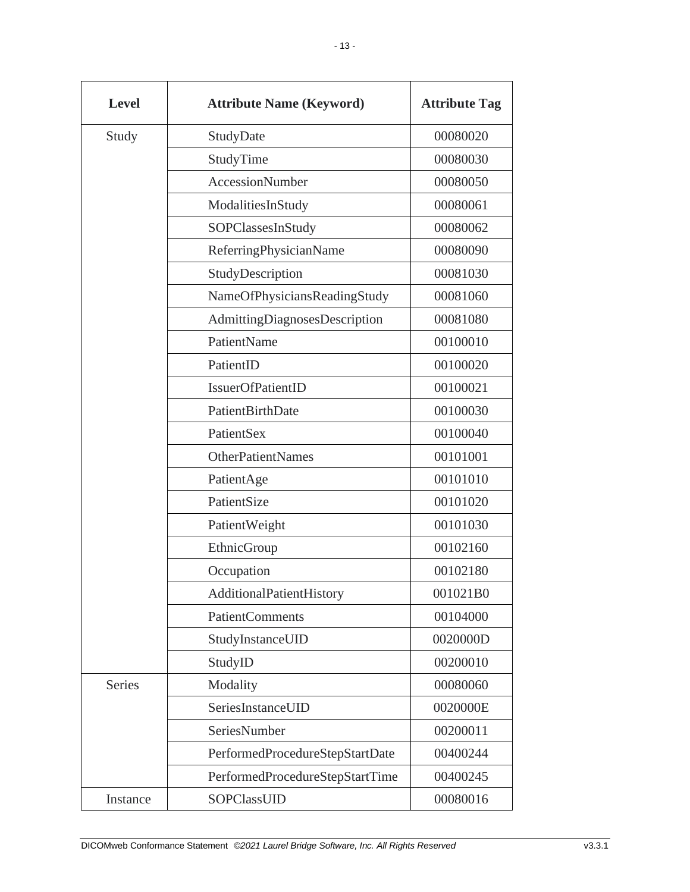| Level | Attribute Name (Keyword) | Attribute Tag |
|---|---|---|
| Study | StudyDate | 00080020 |
| | StudyTime | 00080030 |
| | AccessionNumber | 00080050 |
| | ModalitiesInStudy | 00080061 |
| | SOPClassesInStudy | 00080062 |
| | ReferringPhysicianName | 00080090 |
| | StudyDescription | 00081030 |
| | NameOfPhysiciansReadingStudy | 00081060 |
| | AdmittingDiagnosesDescription | 00081080 |
| | PatientName | 00100010 |
| | PatientID | 00100020 |
| | IssuerOfPatientID | 00100021 |
| | PatientBirthDate | 00100030 |
| | PatientSex | 00100040 |
| | OtherPatientNames | 00101001 |
| | PatientAge | 00101010 |
| | PatientSize | 00101020 |
| | PatientWeight | 00101030 |
| | EthnicGroup | 00102160 |
| | Occupation | 00102180 |
| | AdditionalPatientHistory | 001021B0 |
| | PatientComments | 00104000 |
| | StudyInstanceUID | 0020000D |
| | StudyID | 00200010 |
| Series | Modality | 00080060 |
| | SeriesInstanceUID | 0020000E |
| | SeriesNumber | 00200011 |
| | PerformedProcedureStepStartDate | 00400244 |
| | PerformedProcedureStepStartTime | 00400245 |
| Instance | SOPClassUID | 00080016 |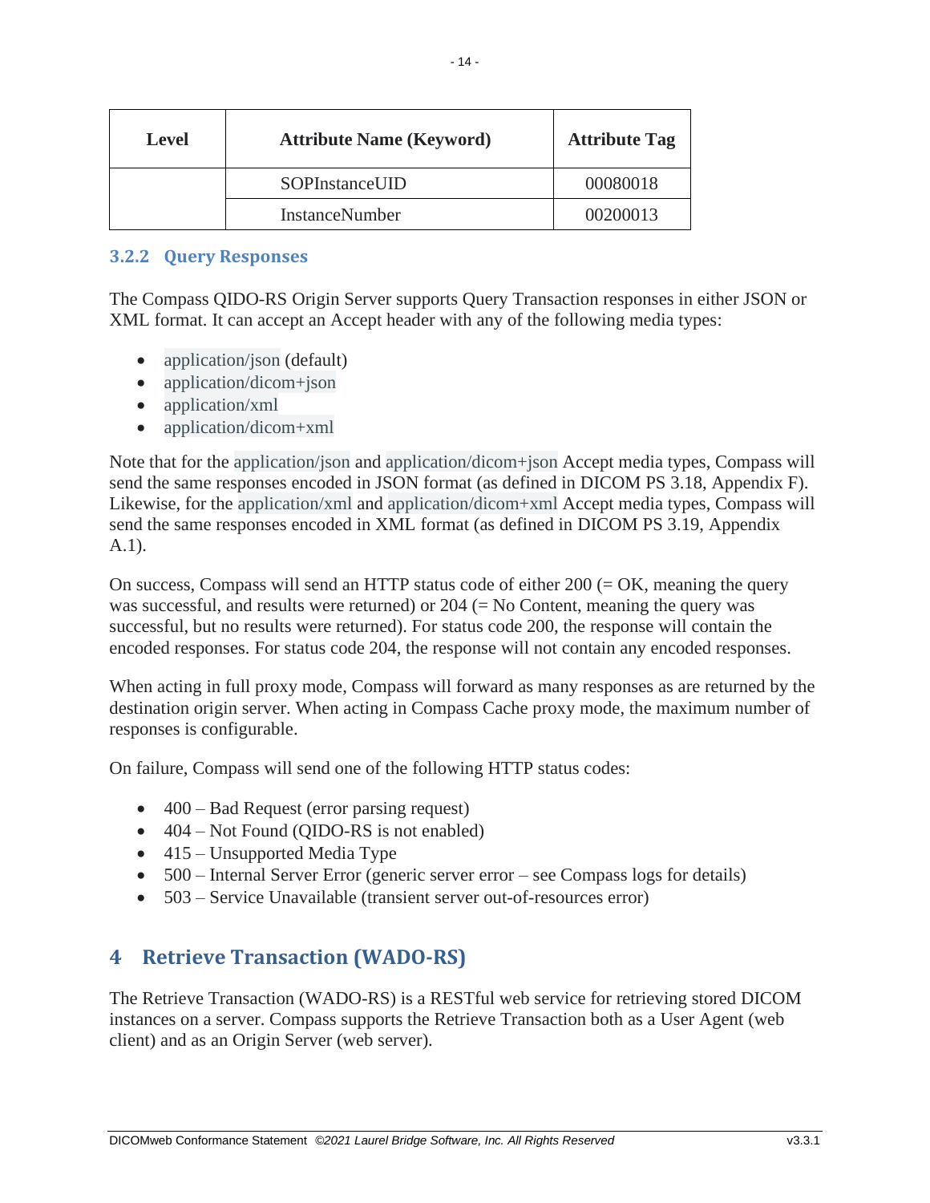| Level | Attribute Name (Keyword) | Attribute Tag |
|---|---|---|
| | SOPInstanceUID | 00080018 |
| | InstanceNumber | 00200013 |

### 3.2.2 Query Responses

The Compass QIDO-RS Origin Server supports Query Transaction responses in either JSON or XML format. It can accept an Accept header with any of the following media types:

- application/json (default)
- application/dicom+json
- application/xml
- application/dicom+xml

Note that for the application/json and application/dicom+json Accept media types, Compass will send the same responses encoded in JSON format (as defined in DICOM PS 3.18, Appendix F). Likewise, for the application/xml and application/dicom+xml Accept media types, Compass will send the same responses encoded in XML format (as defined in DICOM PS 3.19, Appendix A.1).

On success, Compass will send an HTTP status code of either 200 (= OK, meaning the query was successful, and results were returned) or 204 (= No Content, meaning the query was successful, but no results were returned). For status code 200, the response will contain the encoded responses. For status code 204, the response will not contain any encoded responses.

When acting in full proxy mode, Compass will forward as many responses as are returned by the destination origin server. When acting in Compass Cache proxy mode, the maximum number of responses is configurable.

On failure, Compass will send one of the following HTTP status codes:

- 400 – Bad Request (error parsing request)
- 404 – Not Found (QIDO-RS is not enabled)
- 415 – Unsupported Media Type
- 500 – Internal Server Error (generic server error – see Compass logs for details)
- 503 – Service Unavailable (transient server out-of-resources error)

# 4 Retrieve Transaction (WADO-RS)

The Retrieve Transaction (WADO-RS) is a RESTful web service for retrieving stored DICOM instances on a server. Compass supports the Retrieve Transaction both as a User Agent (web client) and as an Origin Server (web server).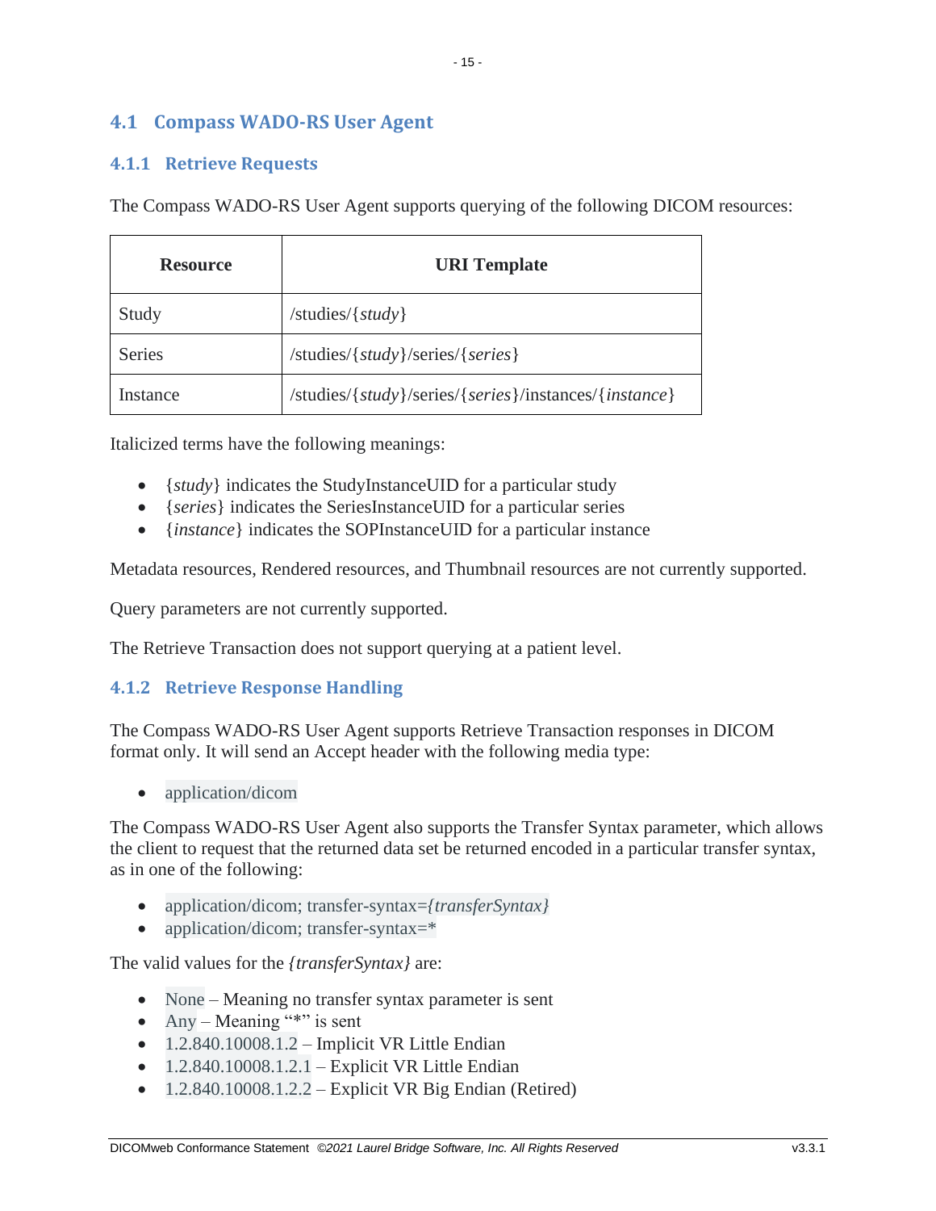## 4.1 Compass WADO-RS User Agent

### 4.1.1 Retrieve Requests

The Compass WADO-RS User Agent supports querying of the following DICOM resources:

| Resource | URI Template |
|---|---|
| Study | /studies/{*study*} |
| Series | /studies/{*study*}/series/{*series*} |
| Instance | /studies/{*study*}/series/{*series*}/instances/{*instance*} |

Italicized terms have the following meanings:

- {*study*} indicates the StudyInstanceUID for a particular study
- {*series*} indicates the SeriesInstanceUID for a particular series
- {*instance*} indicates the SOPInstanceUID for a particular instance

Metadata resources, Rendered resources, and Thumbnail resources are not currently supported.

Query parameters are not currently supported.

The Retrieve Transaction does not support querying at a patient level.

### 4.1.2 Retrieve Response Handling

The Compass WADO-RS User Agent supports Retrieve Transaction responses in DICOM format only. It will send an Accept header with the following media type:

- application/dicom

The Compass WADO-RS User Agent also supports the Transfer Syntax parameter, which allows the client to request that the returned data set be returned encoded in a particular transfer syntax, as in one of the following:

- application/dicom; transfer-syntax=*{transferSyntax}*
- application/dicom; transfer-syntax=*

The valid values for the *{transferSyntax}* are:

- None – Meaning no transfer syntax parameter is sent
- Any – Meaning "*" is sent
- 1.2.840.10008.1.2 – Implicit VR Little Endian
- 1.2.840.10008.1.2.1 – Explicit VR Little Endian
- 1.2.840.10008.1.2.2 – Explicit VR Big Endian (Retired)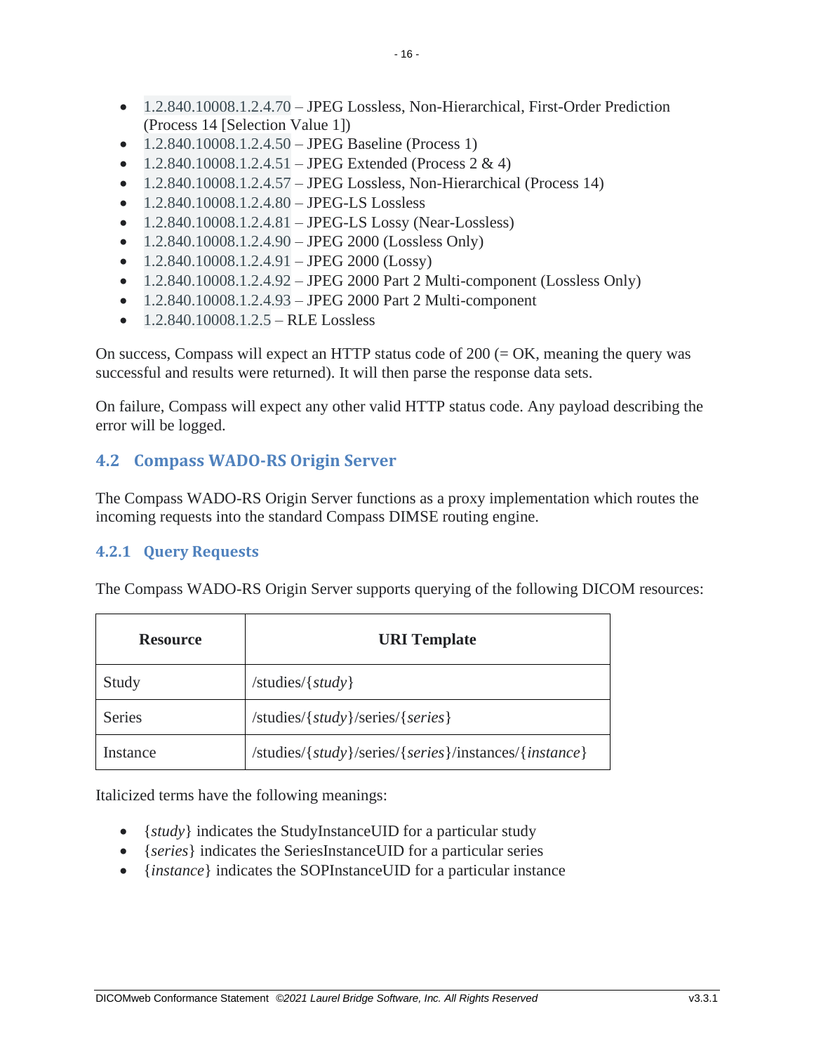- 1.2.840.10008.1.2.4.70 – JPEG Lossless, Non-Hierarchical, First-Order Prediction (Process 14 [Selection Value 1])
- 1.2.840.10008.1.2.4.50 – JPEG Baseline (Process 1)
- 1.2.840.10008.1.2.4.51 – JPEG Extended (Process 2 & 4)
- 1.2.840.10008.1.2.4.57 – JPEG Lossless, Non-Hierarchical (Process 14)
- 1.2.840.10008.1.2.4.80 – JPEG-LS Lossless
- 1.2.840.10008.1.2.4.81 – JPEG-LS Lossy (Near-Lossless)
- 1.2.840.10008.1.2.4.90 – JPEG 2000 (Lossless Only)
- 1.2.840.10008.1.2.4.91 – JPEG 2000 (Lossy)
- 1.2.840.10008.1.2.4.92 – JPEG 2000 Part 2 Multi-component (Lossless Only)
- 1.2.840.10008.1.2.4.93 – JPEG 2000 Part 2 Multi-component
- 1.2.840.10008.1.2.5 – RLE Lossless

On success, Compass will expect an HTTP status code of 200 (= OK, meaning the query was successful and results were returned). It will then parse the response data sets.

On failure, Compass will expect any other valid HTTP status code. Any payload describing the error will be logged.

## 4.2 Compass WADO-RS Origin Server

The Compass WADO-RS Origin Server functions as a proxy implementation which routes the incoming requests into the standard Compass DIMSE routing engine.

### 4.2.1 Query Requests

The Compass WADO-RS Origin Server supports querying of the following DICOM resources:

| Resource | URI Template |
|---|---|
| Study | /studies/{*study*} |
| Series | /studies/{*study*}/series/{*series*} |
| Instance | /studies/{*study*}/series/{*series*}/instances/{*instance*} |

Italicized terms have the following meanings:

- {*study*} indicates the StudyInstanceUID for a particular study
- {*series*} indicates the SeriesInstanceUID for a particular series
- {*instance*} indicates the SOPInstanceUID for a particular instance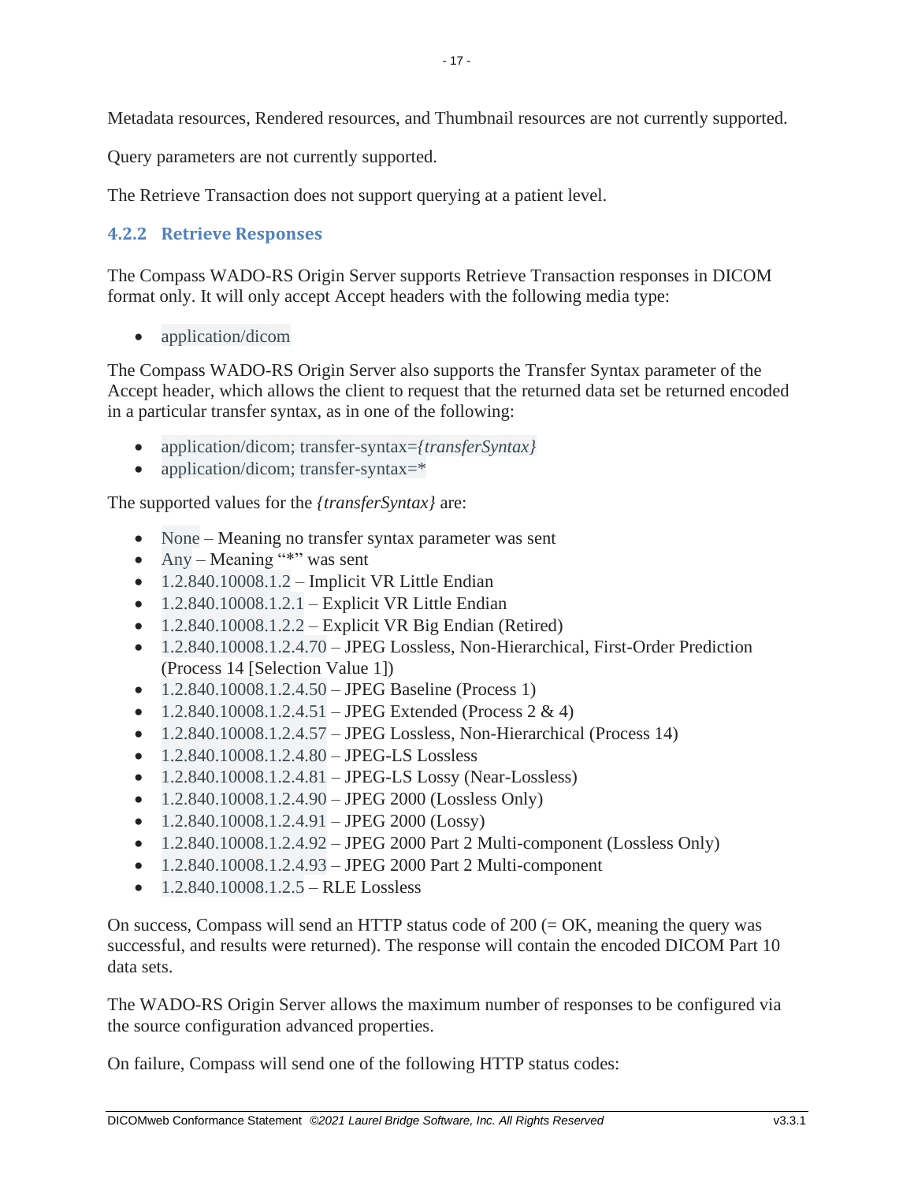Metadata resources, Rendered resources, and Thumbnail resources are not currently supported.

Query parameters are not currently supported.

The Retrieve Transaction does not support querying at a patient level.

### 4.2.2 Retrieve Responses

The Compass WADO-RS Origin Server supports Retrieve Transaction responses in DICOM format only. It will only accept Accept headers with the following media type:

- application/dicom

The Compass WADO-RS Origin Server also supports the Transfer Syntax parameter of the Accept header, which allows the client to request that the returned data set be returned encoded in a particular transfer syntax, as in one of the following:

- application/dicom; transfer-syntax=*{transferSyntax}*
- application/dicom; transfer-syntax=*

The supported values for the *{transferSyntax}* are:

- None – Meaning no transfer syntax parameter was sent
- Any – Meaning "*" was sent
- 1.2.840.10008.1.2 – Implicit VR Little Endian
- 1.2.840.10008.1.2.1 – Explicit VR Little Endian
- 1.2.840.10008.1.2.2 – Explicit VR Big Endian (Retired)
- 1.2.840.10008.1.2.4.70 – JPEG Lossless, Non-Hierarchical, First-Order Prediction (Process 14 [Selection Value 1])
- 1.2.840.10008.1.2.4.50 – JPEG Baseline (Process 1)
- 1.2.840.10008.1.2.4.51 – JPEG Extended (Process 2 & 4)
- 1.2.840.10008.1.2.4.57 – JPEG Lossless, Non-Hierarchical (Process 14)
- 1.2.840.10008.1.2.4.80 – JPEG-LS Lossless
- 1.2.840.10008.1.2.4.81 – JPEG-LS Lossy (Near-Lossless)
- 1.2.840.10008.1.2.4.90 – JPEG 2000 (Lossless Only)
- 1.2.840.10008.1.2.4.91 – JPEG 2000 (Lossy)
- 1.2.840.10008.1.2.4.92 – JPEG 2000 Part 2 Multi-component (Lossless Only)
- 1.2.840.10008.1.2.4.93 – JPEG 2000 Part 2 Multi-component
- 1.2.840.10008.1.2.5 – RLE Lossless

On success, Compass will send an HTTP status code of 200 (= OK, meaning the query was successful, and results were returned). The response will contain the encoded DICOM Part 10 data sets.

The WADO-RS Origin Server allows the maximum number of responses to be configured via the source configuration advanced properties.

On failure, Compass will send one of the following HTTP status codes: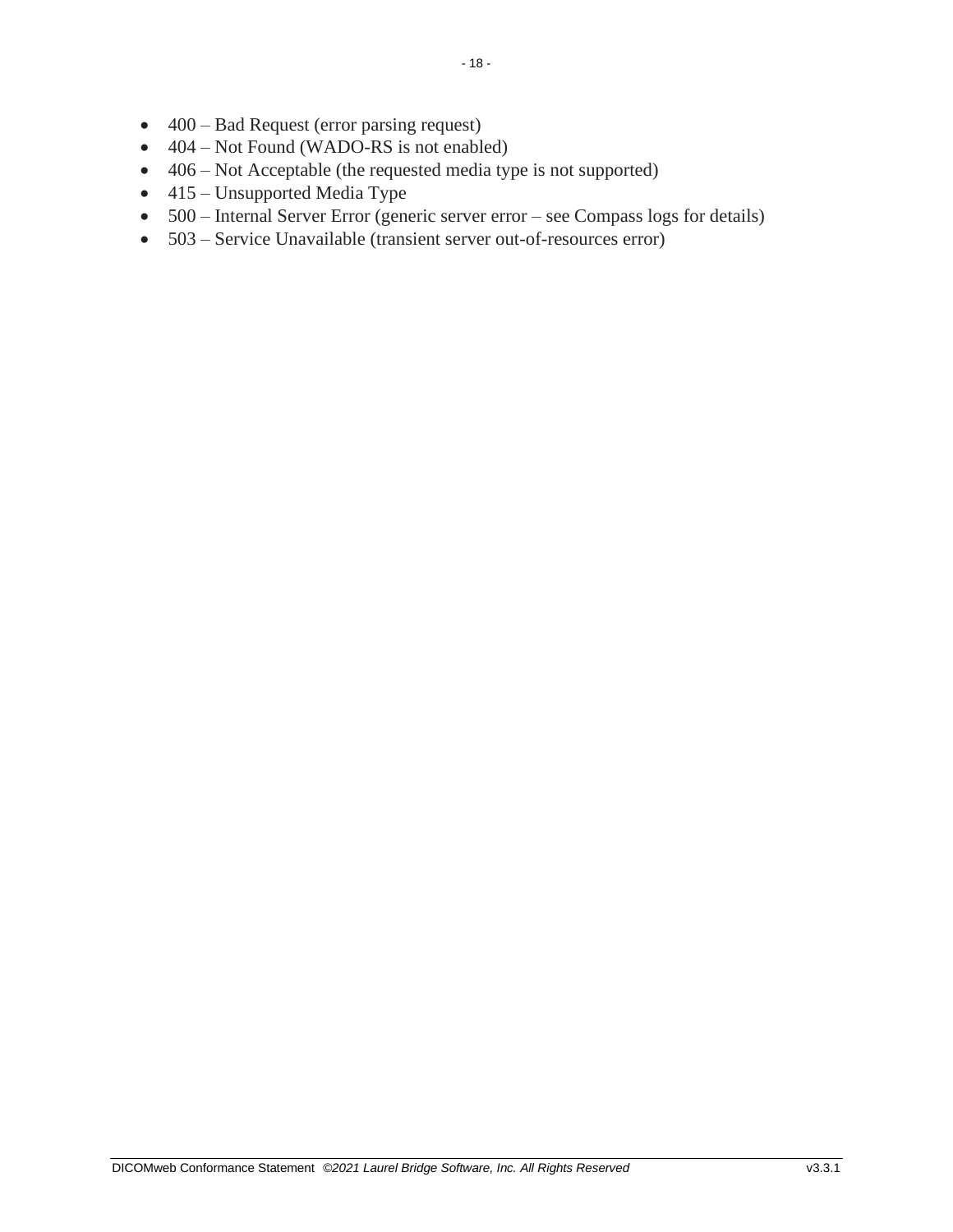- 400 – Bad Request (error parsing request)
- 404 – Not Found (WADO-RS is not enabled)
- 406 – Not Acceptable (the requested media type is not supported)
- 415 – Unsupported Media Type
- 500 – Internal Server Error (generic server error – see Compass logs for details)
- 503 – Service Unavailable (transient server out-of-resources error)